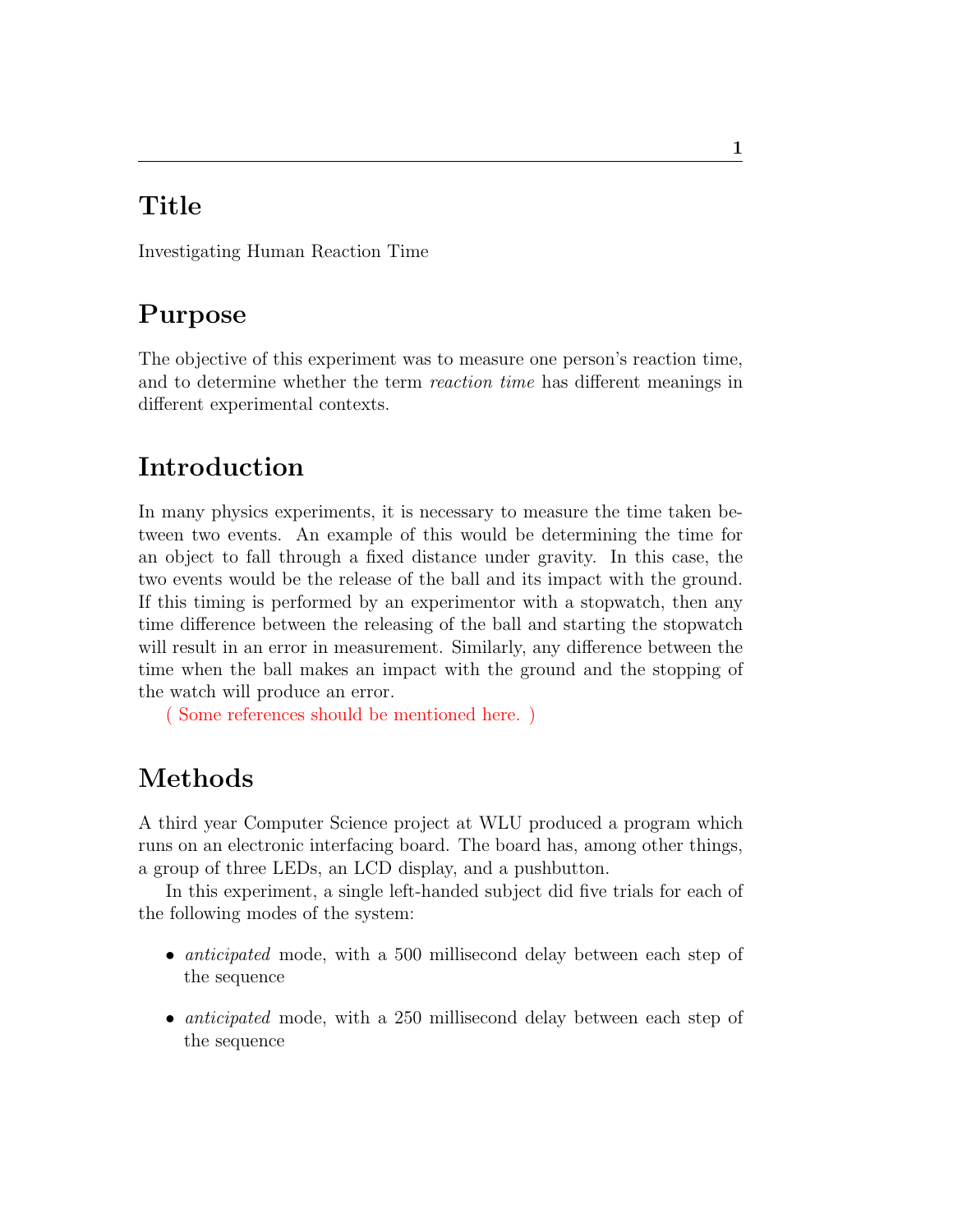# Title

Investigating Human Reaction Time

# Purpose

The objective of this experiment was to measure one person's reaction time, and to determine whether the term *reaction time* has different meanings in different experimental contexts.

# Introduction

In many physics experiments, it is necessary to measure the time taken between two events. An example of this would be determining the time for an object to fall through a fixed distance under gravity. In this case, the two events would be the release of the ball and its impact with the ground. If this timing is performed by an experimentor with a stopwatch, then any time difference between the releasing of the ball and starting the stopwatch will result in an error in measurement. Similarly, any difference between the time when the ball makes an impact with the ground and the stopping of the watch will produce an error.

( Some references should be mentioned here. )

# Methods

A third year Computer Science project at WLU produced a program which runs on an electronic interfacing board. The board has, among other things, a group of three LEDs, an LCD display, and a pushbutton.

In this experiment, a single left-handed subject did five trials for each of the following modes of the system:

- *anticipated* mode, with a 500 millisecond delay between each step of the sequence
- *anticipated* mode, with a 250 millisecond delay between each step of the sequence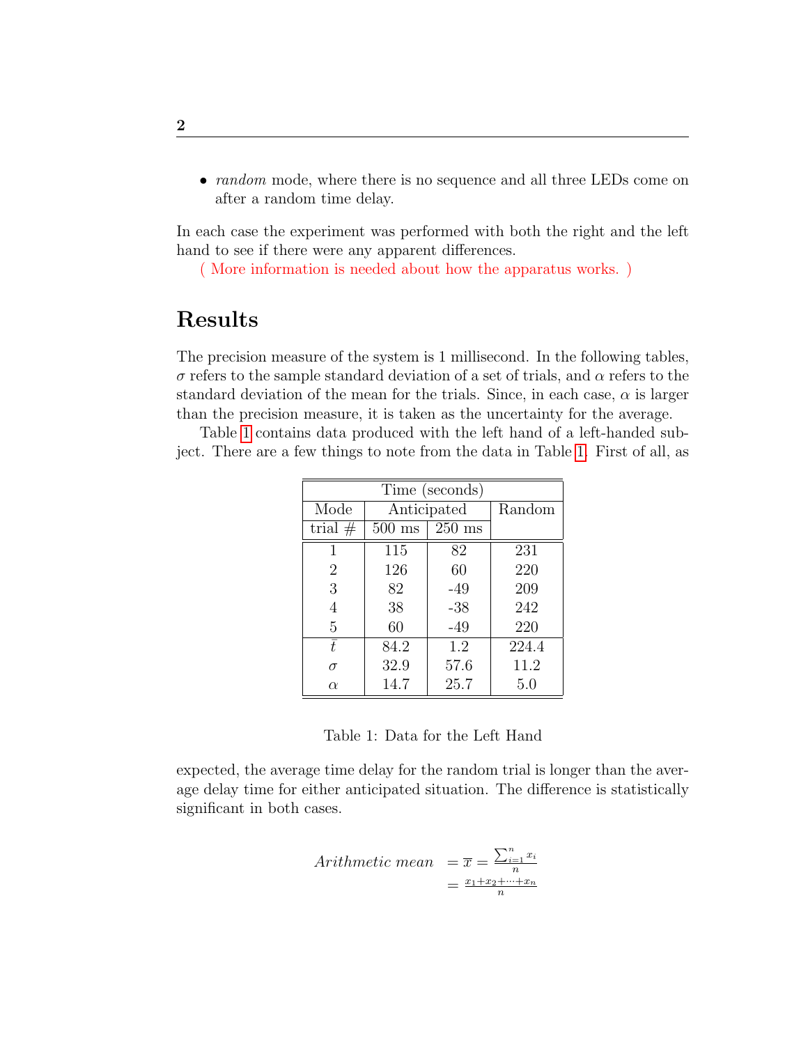- *random* mode, where there is no sequence and all three LEDs come on after a random time delay.

In each case the experiment was performed with both the right and the left hand to see if there were any apparent differences.

( More information is needed about how the apparatus works. )

## Results

The precision measure of the system is 1 millisecond. In the following tables, $\sigma$ refers to the sample standard deviation of a set of trials, and $\alpha$ refers to the standard deviation of the mean for the trials. Since, in each case, $\alpha$ is larger than the precision measure, it is taken as the uncertainty for the average.

Table 1 contains data produced with the left hand of a left-handed subject. There are a few things to note from the data in Table 1. First of all, as expected, the average time delay for the random trial is longer than the average delay time for either anticipated situation. The difference is statistically significant in both cases.

| Time (seconds) | | | |
|---|---|---|---|
| Mode | Anticipated | | Random |
| trial # | 500 ms | 250 ms | |
| 1 | 115 | 82 | 231 |
| 2 | 126 | 60 | 220 |
| 3 | 82 | -49 | 209 |
| 4 | 38 | -38 | 242 |
| 5 | 60 | -49 | 220 |
| $\bar{t}$ | 84.2 | 1.2 | 224.4 |
| $\sigma$ | 32.9 | 57.6 | 11.2 |
| $\alpha$ | 14.7 | 25.7 | 5.0 |

Table 1: Data for the Left Hand

$$
\begin{aligned}
\textit{Arithmetic mean} &= \overline{x} = \frac{\sum_{i=1}^{n} x_i}{n} \\
&= \frac{x_1 + x_2 + \cdots + x_n}{n}
\end{aligned}
$$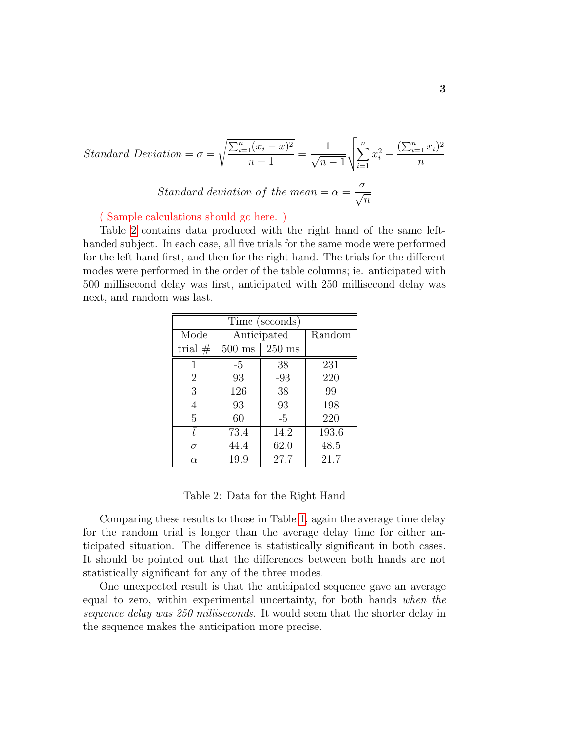$$Standard\ Deviation = \sigma = \sqrt{\frac{\sum_{i=1}^{n}(x_i - \overline{x})^2}{n-1}} = \frac{1}{\sqrt{n-1}}\sqrt{\sum_{i=1}^{n} x_i^2 - \frac{(\sum_{i=1}^{n} x_i)^2}{n}}$$

$$Standard\ deviation\ of\ the\ mean = \alpha = \frac{\sigma}{\sqrt{n}}$$

( Sample calculations should go here. )

Table 2 contains data produced with the right hand of the same left-handed subject. In each case, all five trials for the same mode were performed for the left hand first, and then for the right hand. The trials for the different modes were performed in the order of the table columns; ie. anticipated with 500 millisecond delay was first, anticipated with 250 millisecond delay was next, and random was last.

| Time (seconds) | | | |
|---|---|---|---|
| Mode | Anticipated | | Random |
| trial # | 500 ms | 250 ms | |
| 1 | -5 | 38 | 231 |
| 2 | 93 | -93 | 220 |
| 3 | 126 | 38 | 99 |
| 4 | 93 | 93 | 198 |
| 5 | 60 | -5 | 220 |
| $\bar{t}$ | 73.4 | 14.2 | 193.6 |
| $\sigma$ | 44.4 | 62.0 | 48.5 |
| $\alpha$ | 19.9 | 27.7 | 21.7 |

Table 2: Data for the Right Hand

Comparing these results to those in Table 1, again the average time delay for the random trial is longer than the average delay time for either anticipated situation. The difference is statistically significant in both cases. It should be pointed out that the differences between both hands are not statistically significant for any of the three modes.

One unexpected result is that the anticipated sequence gave an average equal to zero, within experimental uncertainty, for both hands *when the sequence delay was 250 milliseconds.* It would seem that the shorter delay in the sequence makes the anticipation more precise.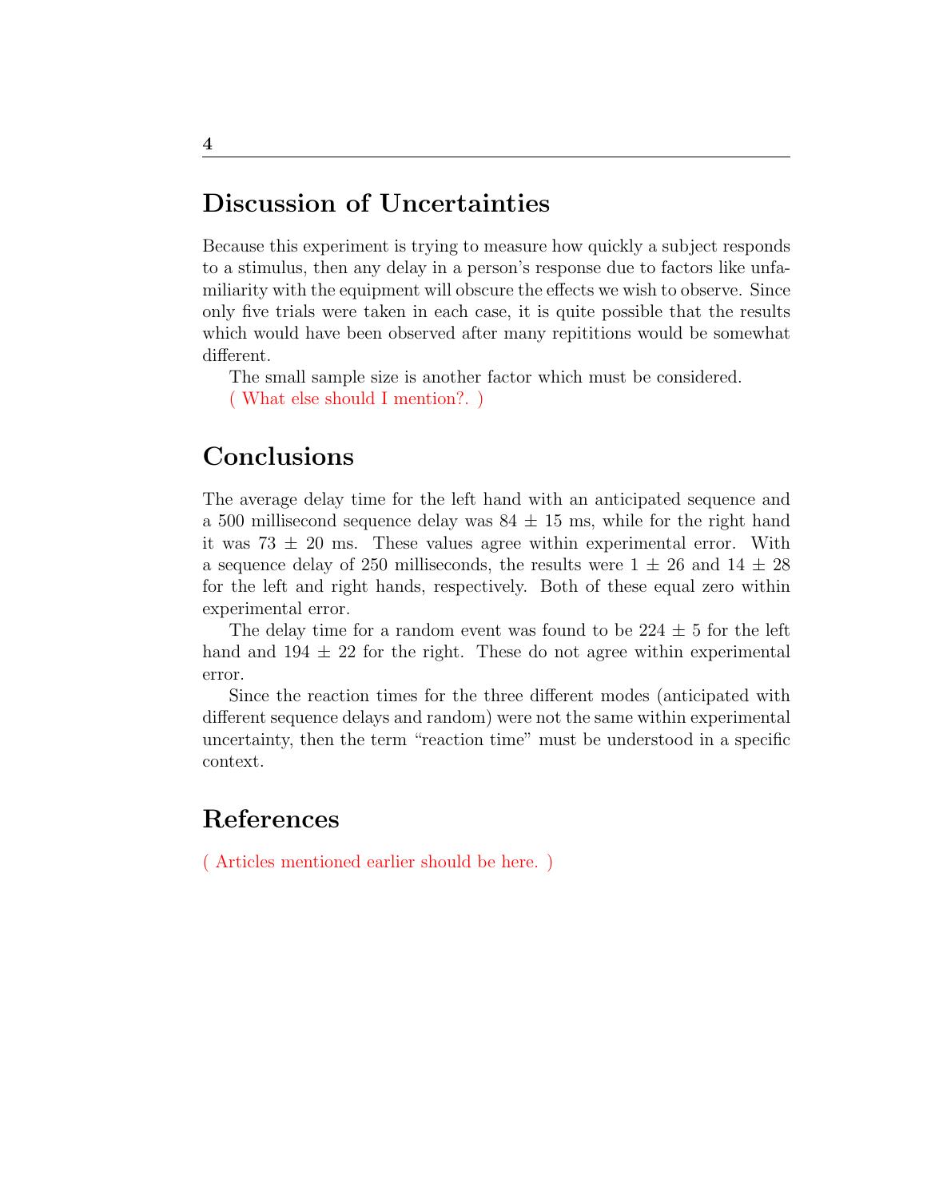## Discussion of Uncertainties

Because this experiment is trying to measure how quickly a subject responds to a stimulus, then any delay in a person's response due to factors like unfamiliarity with the equipment will obscure the effects we wish to observe. Since only five trials were taken in each case, it is quite possible that the results which would have been observed after many repititions would be somewhat different.

The small sample size is another factor which must be considered.

( What else should I mention?. )

## Conclusions

The average delay time for the left hand with an anticipated sequence and a 500 millisecond sequence delay was $84 \pm 15$ ms, while for the right hand it was $73 \pm 20$ ms. These values agree within experimental error. With a sequence delay of 250 milliseconds, the results were $1 \pm 26$ and $14 \pm 28$ for the left and right hands, respectively. Both of these equal zero within experimental error.

The delay time for a random event was found to be $224 \pm 5$ for the left hand and $194 \pm 22$ for the right. These do not agree within experimental error.

Since the reaction times for the three different modes (anticipated with different sequence delays and random) were not the same within experimental uncertainty, then the term "reaction time" must be understood in a specific context.

## References

( Articles mentioned earlier should be here. )